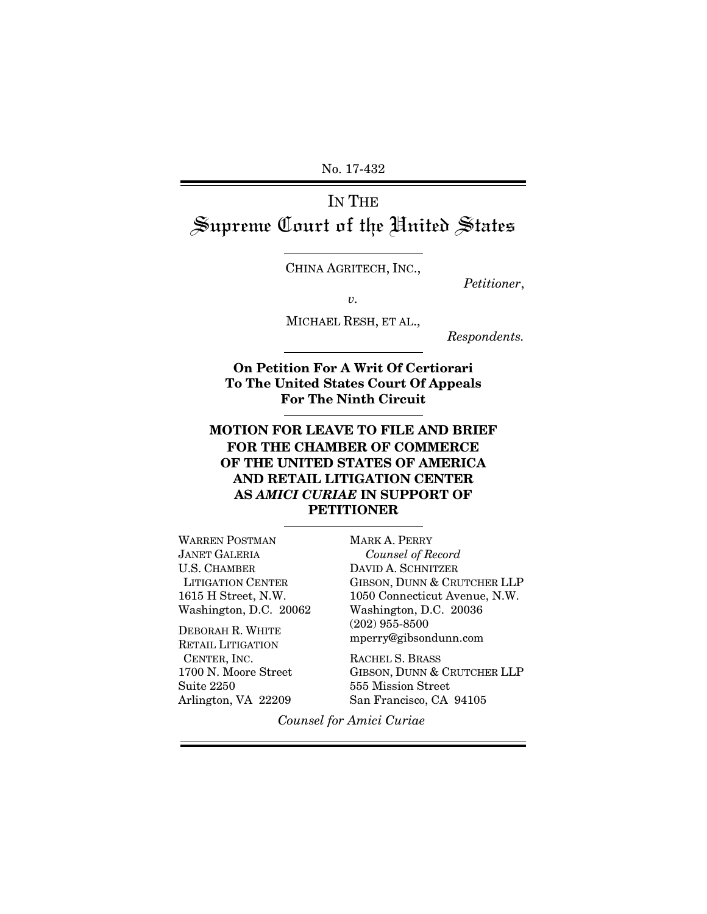No. 17-432

# IN THE Supreme Court of the United States

CHINA AGRITECH, INC.,

*Petitioner*,

*v.*

MICHAEL RESH, ET AL.,

*Respondents.*

**On Petition For A Writ Of Certiorari To The United States Court Of Appeals For The Ninth Circuit**

## MOTION FOR LEAVE TO FILE AND BRIEF FOR THE CHAMBER OF COMMERCE OF THE UNITED STATES OF AMERICA AND RETAIL LITIGATION CENTER AS *AMICI CURIAE* IN SUPPORT OF PETITIONER

WARREN POSTMAN
JANET GALERIA
U.S. CHAMBER LITIGATION CENTER
1615 H Street, N.W.
Washington, D.C. 20062

DEBORAH R. WHITE
RETAIL LITIGATION CENTER, INC.
1700 N. Moore Street
Suite 2250
Arlington, VA 22209

MARK A. PERRY
*Counsel of Record*
DAVID A. SCHNITZER
GIBSON, DUNN & CRUTCHER LLP
1050 Connecticut Avenue, N.W.
Washington, D.C. 20036
(202) 955-8500
mperry@gibsondunn.com

RACHEL S. BRASS
GIBSON, DUNN & CRUTCHER LLP
555 Mission Street
San Francisco, CA 94105

*Counsel for Amici Curiae*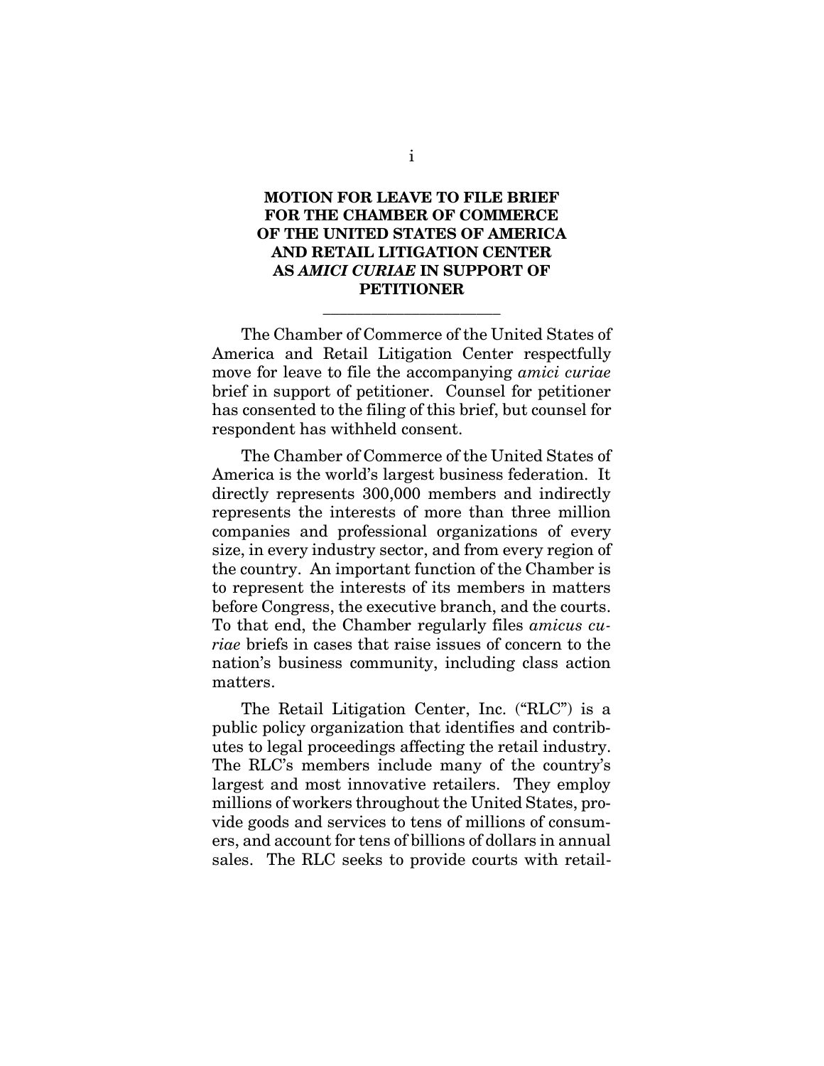# MOTION FOR LEAVE TO FILE BRIEF FOR THE CHAMBER OF COMMERCE OF THE UNITED STATES OF AMERICA AND RETAIL LITIGATION CENTER AS *AMICI CURIAE* IN SUPPORT OF PETITIONER

---

The Chamber of Commerce of the United States of America and Retail Litigation Center respectfully move for leave to file the accompanying *amici curiae* brief in support of petitioner. Counsel for petitioner has consented to the filing of this brief, but counsel for respondent has withheld consent.

The Chamber of Commerce of the United States of America is the world's largest business federation. It directly represents 300,000 members and indirectly represents the interests of more than three million companies and professional organizations of every size, in every industry sector, and from every region of the country. An important function of the Chamber is to represent the interests of its members in matters before Congress, the executive branch, and the courts. To that end, the Chamber regularly files *amicus curiae* briefs in cases that raise issues of concern to the nation's business community, including class action matters.

The Retail Litigation Center, Inc. ("RLC") is a public policy organization that identifies and contributes to legal proceedings affecting the retail industry. The RLC's members include many of the country's largest and most innovative retailers. They employ millions of workers throughout the United States, provide goods and services to tens of millions of consumers, and account for tens of billions of dollars in annual sales. The RLC seeks to provide courts with retail-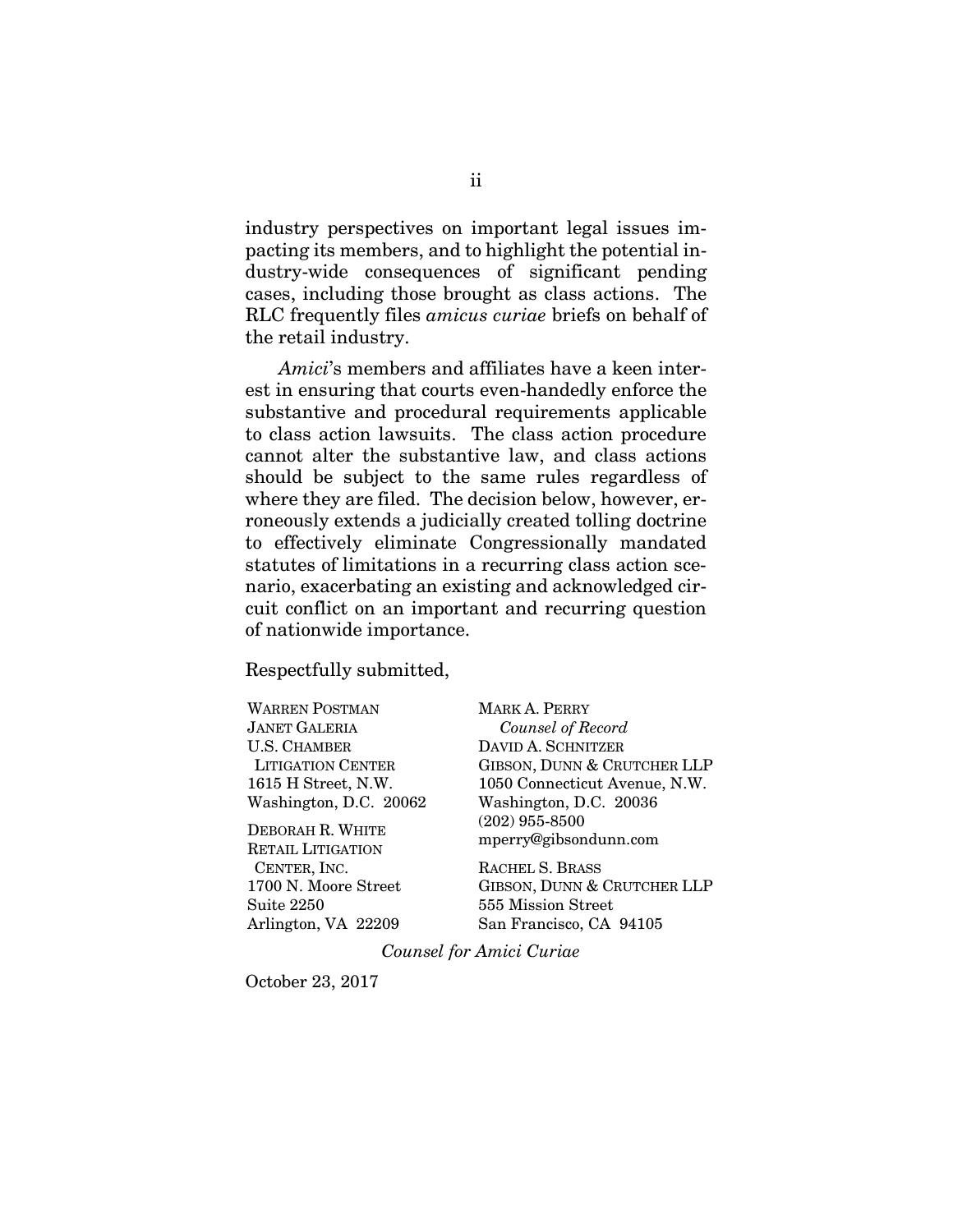industry perspectives on important legal issues impacting its members, and to highlight the potential industry-wide consequences of significant pending cases, including those brought as class actions. The RLC frequently files *amicus curiae* briefs on behalf of the retail industry.

*Amici*'s members and affiliates have a keen interest in ensuring that courts even-handedly enforce the substantive and procedural requirements applicable to class action lawsuits. The class action procedure cannot alter the substantive law, and class actions should be subject to the same rules regardless of where they are filed. The decision below, however, erroneously extends a judicially created tolling doctrine to effectively eliminate Congressionally mandated statutes of limitations in a recurring class action scenario, exacerbating an existing and acknowledged circuit conflict on an important and recurring question of nationwide importance.

Respectfully submitted,

WARREN POSTMAN
JANET GALERIA
U.S. CHAMBER LITIGATION CENTER
1615 H Street, N.W.
Washington, D.C. 20062

DEBORAH R. WHITE
RETAIL LITIGATION CENTER, INC.
1700 N. Moore Street
Suite 2250
Arlington, VA 22209

MARK A. PERRY
*Counsel of Record*
DAVID A. SCHNITZER
GIBSON, DUNN & CRUTCHER LLP
1050 Connecticut Avenue, N.W.
Washington, D.C. 20036
(202) 955-8500
mperry@gibsondunn.com

RACHEL S. BRASS
GIBSON, DUNN & CRUTCHER LLP
555 Mission Street
San Francisco, CA 94105

*Counsel for Amici Curiae*

October 23, 2017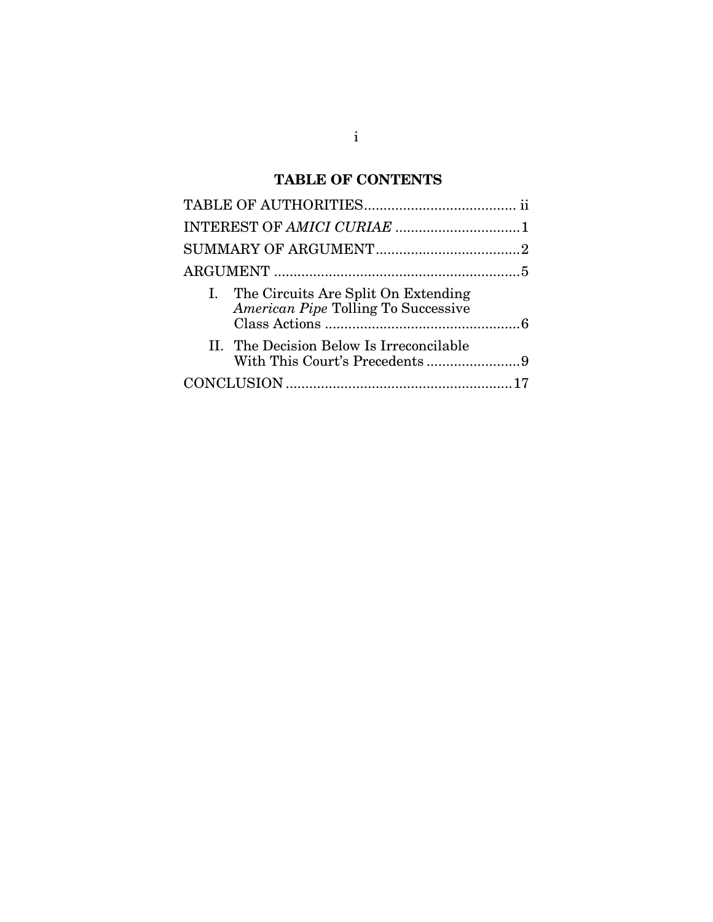## TABLE OF CONTENTS

TABLE OF AUTHORITIES....................................... ii

INTEREST OF *AMICI CURIAE* ................................1

SUMMARY OF ARGUMENT.....................................2

ARGUMENT ...............................................................5

- I. The Circuits Are Split On Extending *American Pipe* Tolling To Successive Class Actions ..................................................6
- II. The Decision Below Is Irreconcilable With This Court's Precedents ........................9

CONCLUSION ..........................................................17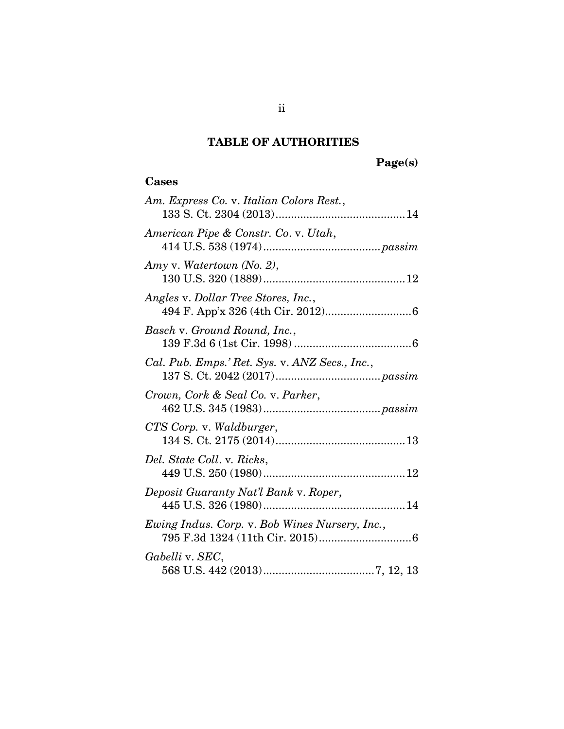## TABLE OF AUTHORITIES

**Page(s)**

### Cases

*Am. Express Co.* v. *Italian Colors Rest.*, 133 S. Ct. 2304 (2013) .......... 14

*American Pipe & Constr. Co*. v. *Utah*, 414 U.S. 538 (1974) .......... *passim*

*Amy* v. *Watertown (No. 2)*, 130 U.S. 320 (1889) .......... 12

*Angles* v. *Dollar Tree Stores, Inc.*, 494 F. App'x 326 (4th Cir. 2012) .......... 6

*Basch* v. *Ground Round, Inc.*, 139 F.3d 6 (1st Cir. 1998) .......... 6

*Cal. Pub. Emps.' Ret. Sys.* v. *ANZ Secs., Inc.*, 137 S. Ct. 2042 (2017) .......... *passim*

*Crown, Cork & Seal Co.* v. *Parker*, 462 U.S. 345 (1983) .......... *passim*

*CTS Corp.* v. *Waldburger*, 134 S. Ct. 2175 (2014) .......... 13

*Del. State Coll*. v. *Ricks*, 449 U.S. 250 (1980) .......... 12

*Deposit Guaranty Nat'l Bank* v. *Roper*, 445 U.S. 326 (1980) .......... 14

*Ewing Indus. Corp.* v. *Bob Wines Nursery, Inc.*, 795 F.3d 1324 (11th Cir. 2015) .......... 6

*Gabelli* v. *SEC*, 568 U.S. 442 (2013) .......... 7, 12, 13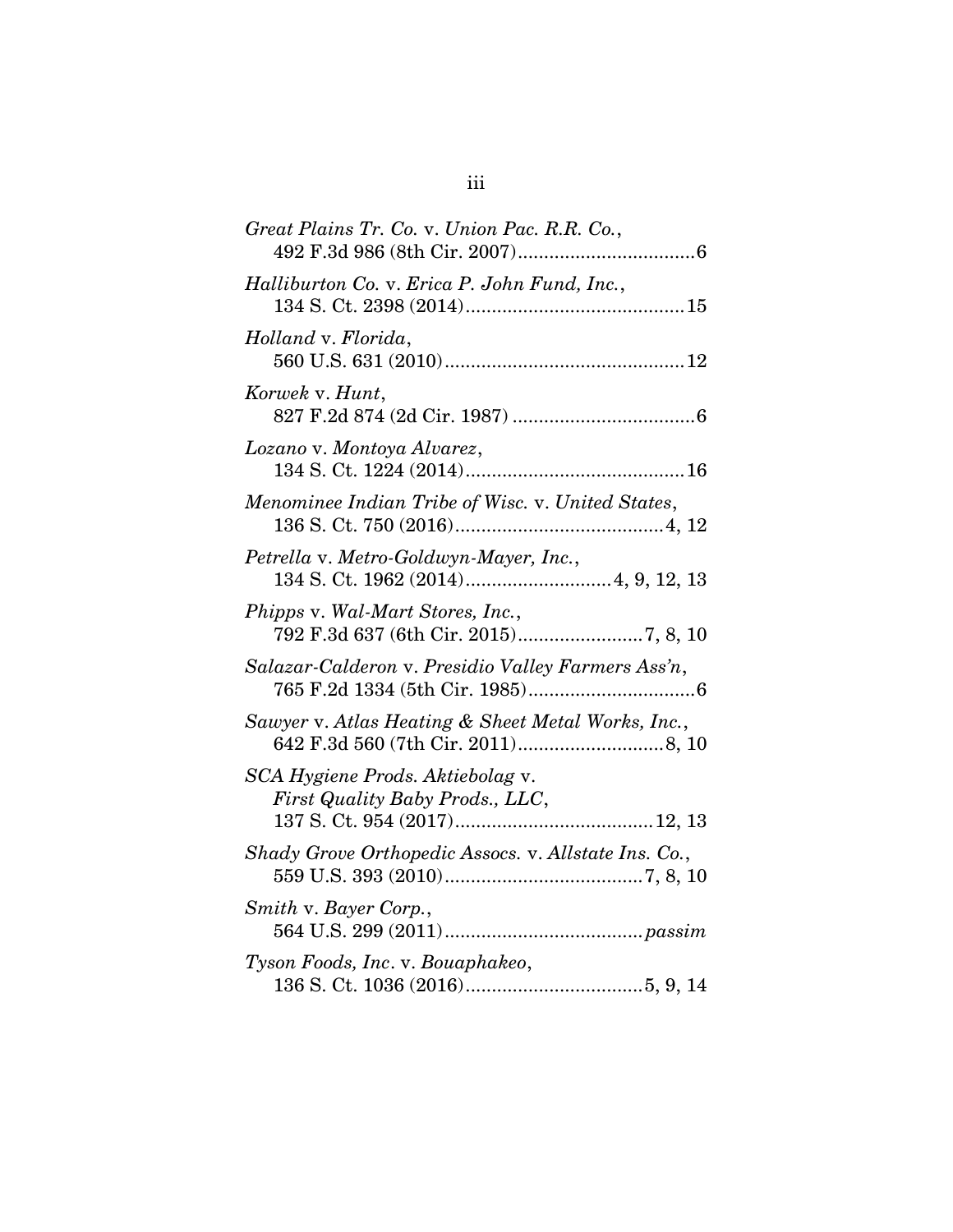*Great Plains Tr. Co.* v. *Union Pac. R.R. Co.*,
492 F.3d 986 (8th Cir. 2007) .................................. 6

*Halliburton Co.* v. *Erica P. John Fund, Inc.*,
134 S. Ct. 2398 (2014) .......................................... 15

*Holland* v. *Florida*,
560 U.S. 631 (2010) ............................................. 12

*Korwek* v. *Hunt*,
827 F.2d 874 (2d Cir. 1987) .................................. 6

*Lozano* v. *Montoya Alvarez*,
134 S. Ct. 1224 (2014) .......................................... 16

*Menominee Indian Tribe of Wisc.* v. *United States*,
136 S. Ct. 750 (2016) ........................................ 4, 12

*Petrella* v. *Metro-Goldwyn-Mayer, Inc.*,
134 S. Ct. 1962 (2014) ........................... 4, 9, 12, 13

*Phipps* v. *Wal-Mart Stores, Inc.*,
792 F.3d 637 (6th Cir. 2015) ........................ 7, 8, 10

*Salazar-Calderon* v. *Presidio Valley Farmers Ass'n*,
765 F.2d 1334 (5th Cir. 1985) ................................ 6

*Sawyer* v. *Atlas Heating & Sheet Metal Works, Inc.*,
642 F.3d 560 (7th Cir. 2011) ............................ 8, 10

*SCA Hygiene Prods. Aktiebolag* v.
*First Quality Baby Prods., LLC*,
137 S. Ct. 954 (2017) ...................................... 12, 13

*Shady Grove Orthopedic Assocs.* v. *Allstate Ins. Co.*,
559 U.S. 393 (2010) ...................................... 7, 8, 10

*Smith* v. *Bayer Corp.*,
564 U.S. 299 (2011) ...................................... *passim*

*Tyson Foods, Inc*. v. *Bouaphakeo*,
136 S. Ct. 1036 (2016) .................................. 5, 9, 14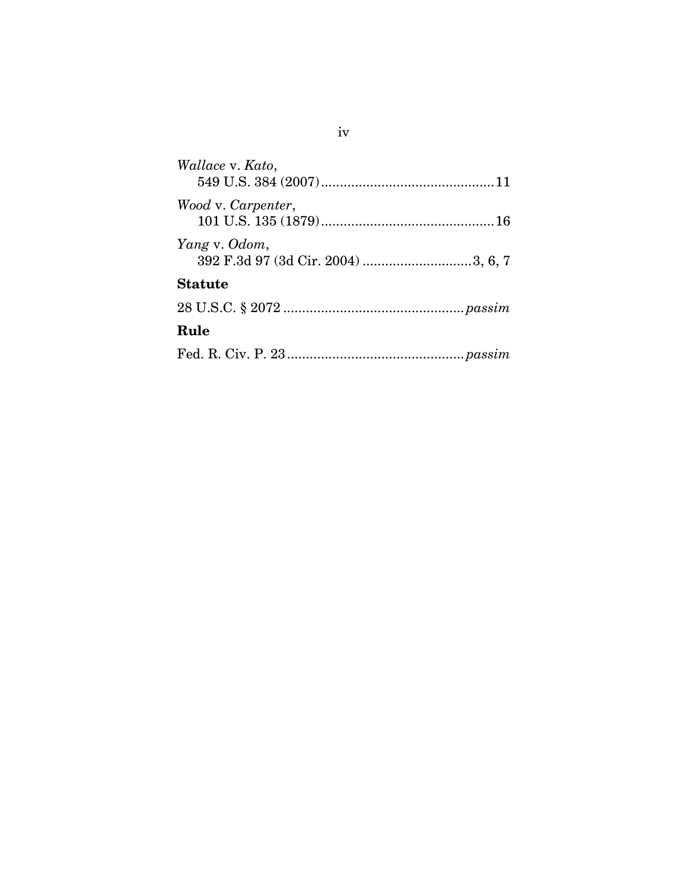*Wallace* v. *Kato*,
549 U.S. 384 (2007) .............................................. 11

*Wood* v. *Carpenter*,
101 U.S. 135 (1879) .............................................. 16

*Yang* v. *Odom*,
392 F.3d 97 (3d Cir. 2004) ............................. 3, 6, 7

### Statute

28 U.S.C. § 2072 ................................................ *passim*

### Rule

Fed. R. Civ. P. 23 ............................................... *passim*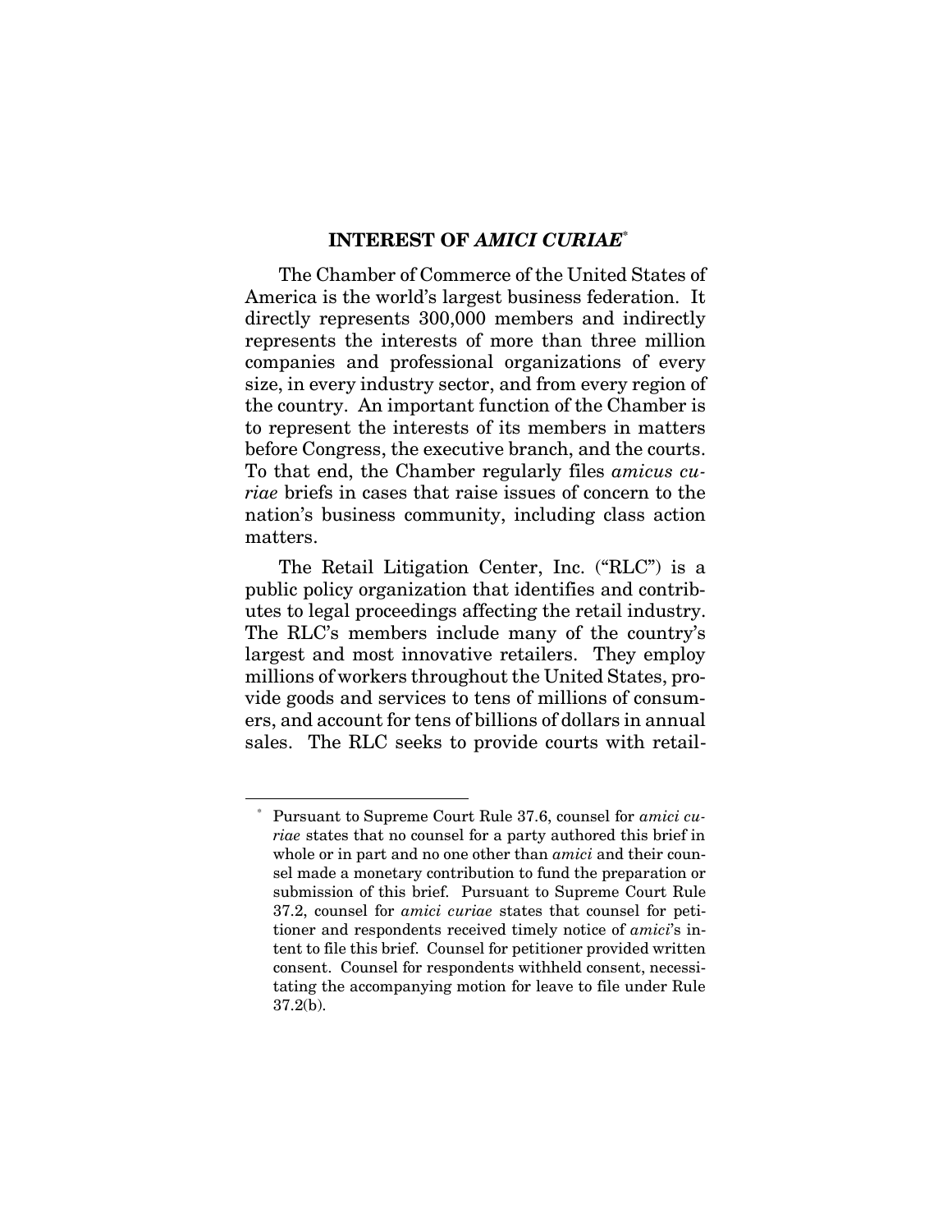## INTEREST OF *AMICI CURIAE*[*]

The Chamber of Commerce of the United States of America is the world's largest business federation. It directly represents 300,000 members and indirectly represents the interests of more than three million companies and professional organizations of every size, in every industry sector, and from every region of the country. An important function of the Chamber is to represent the interests of its members in matters before Congress, the executive branch, and the courts. To that end, the Chamber regularly files *amicus curiae* briefs in cases that raise issues of concern to the nation's business community, including class action matters.

The Retail Litigation Center, Inc. ("RLC") is a public policy organization that identifies and contributes to legal proceedings affecting the retail industry. The RLC's members include many of the country's largest and most innovative retailers. They employ millions of workers throughout the United States, provide goods and services to tens of millions of consumers, and account for tens of billions of dollars in annual sales. The RLC seeks to provide courts with retail-

---

[*] Pursuant to Supreme Court Rule 37.6, counsel for *amici curiae* states that no counsel for a party authored this brief in whole or in part and no one other than *amici* and their counsel made a monetary contribution to fund the preparation or submission of this brief. Pursuant to Supreme Court Rule 37.2, counsel for *amici curiae* states that counsel for petitioner and respondents received timely notice of *amici*'s intent to file this brief. Counsel for petitioner provided written consent. Counsel for respondents withheld consent, necessitating the accompanying motion for leave to file under Rule 37.2(b).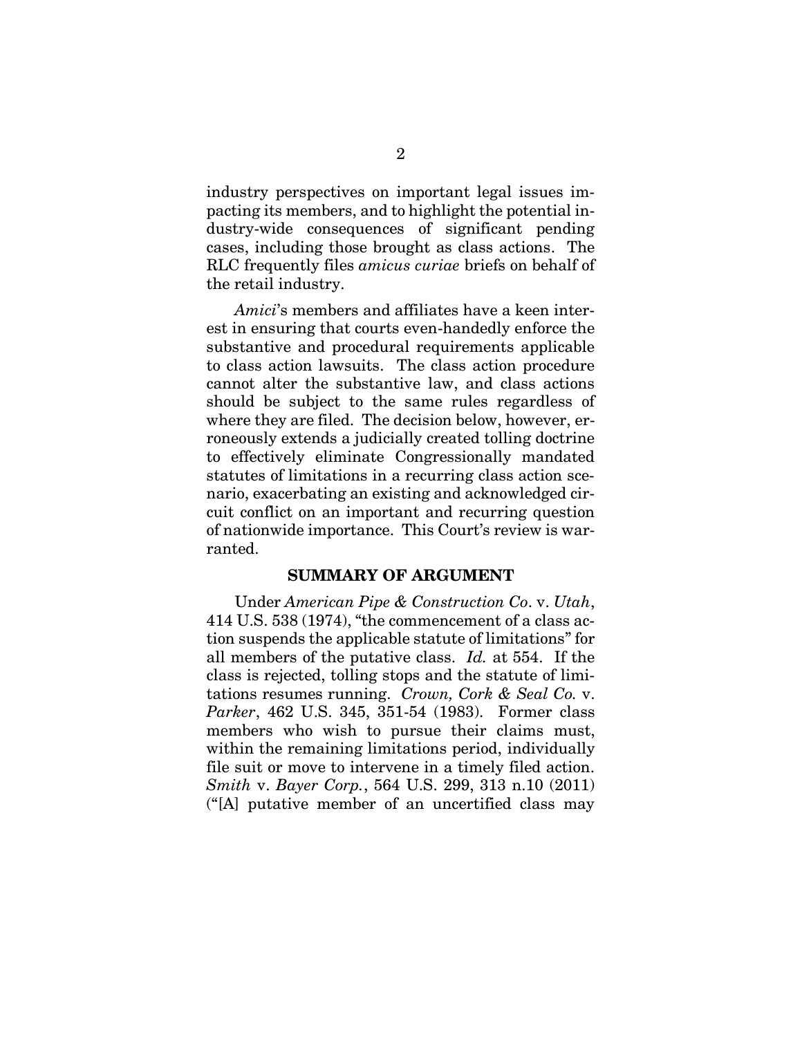industry perspectives on important legal issues impacting its members, and to highlight the potential industry-wide consequences of significant pending cases, including those brought as class actions. The RLC frequently files *amicus curiae* briefs on behalf of the retail industry.

*Amici*'s members and affiliates have a keen interest in ensuring that courts even-handedly enforce the substantive and procedural requirements applicable to class action lawsuits. The class action procedure cannot alter the substantive law, and class actions should be subject to the same rules regardless of where they are filed. The decision below, however, erroneously extends a judicially created tolling doctrine to effectively eliminate Congressionally mandated statutes of limitations in a recurring class action scenario, exacerbating an existing and acknowledged circuit conflict on an important and recurring question of nationwide importance. This Court's review is warranted.

## SUMMARY OF ARGUMENT

Under *American Pipe & Construction Co*. v. *Utah*, 414 U.S. 538 (1974), "the commencement of a class action suspends the applicable statute of limitations" for all members of the putative class. *Id.* at 554. If the class is rejected, tolling stops and the statute of limitations resumes running. *Crown, Cork & Seal Co.* v. *Parker*, 462 U.S. 345, 351-54 (1983). Former class members who wish to pursue their claims must, within the remaining limitations period, individually file suit or move to intervene in a timely filed action. *Smith* v. *Bayer Corp.*, 564 U.S. 299, 313 n.10 (2011) ("[A] putative member of an uncertified class may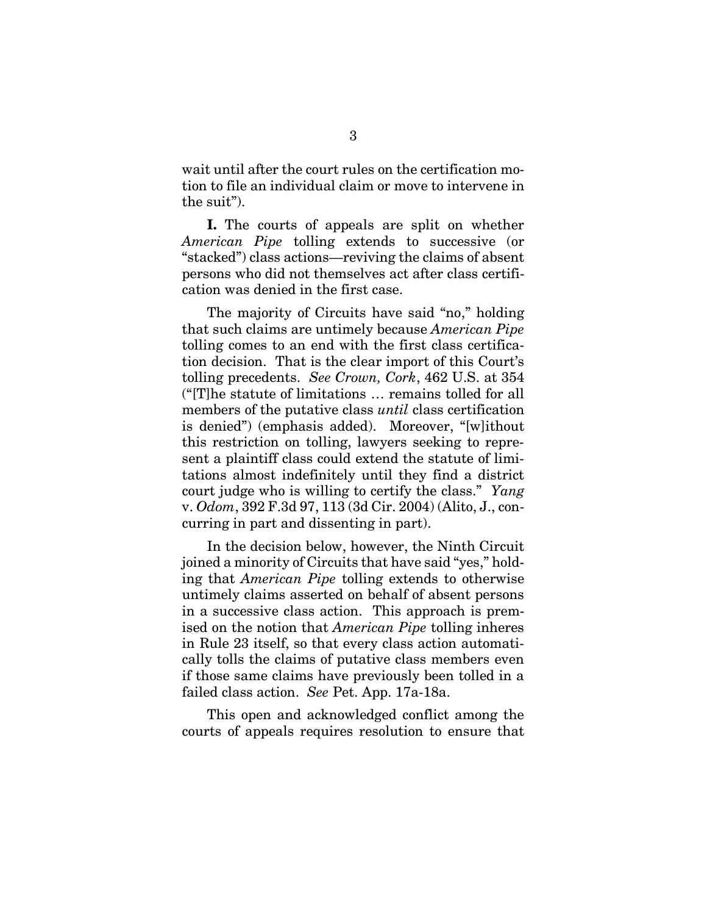wait until after the court rules on the certification motion to file an individual claim or move to intervene in the suit").

**I.** The courts of appeals are split on whether *American Pipe* tolling extends to successive (or "stacked") class actions—reviving the claims of absent persons who did not themselves act after class certification was denied in the first case.

The majority of Circuits have said "no," holding that such claims are untimely because *American Pipe* tolling comes to an end with the first class certification decision. That is the clear import of this Court's tolling precedents. *See Crown, Cork*, 462 U.S. at 354 ("[T]he statute of limitations … remains tolled for all members of the putative class *until* class certification is denied") (emphasis added). Moreover, "[w]ithout this restriction on tolling, lawyers seeking to represent a plaintiff class could extend the statute of limitations almost indefinitely until they find a district court judge who is willing to certify the class." *Yang* v. *Odom*, 392 F.3d 97, 113 (3d Cir. 2004) (Alito, J., concurring in part and dissenting in part).

In the decision below, however, the Ninth Circuit joined a minority of Circuits that have said "yes," holding that *American Pipe* tolling extends to otherwise untimely claims asserted on behalf of absent persons in a successive class action. This approach is premised on the notion that *American Pipe* tolling inheres in Rule 23 itself, so that every class action automatically tolls the claims of putative class members even if those same claims have previously been tolled in a failed class action. *See* Pet. App. 17a-18a.

This open and acknowledged conflict among the courts of appeals requires resolution to ensure that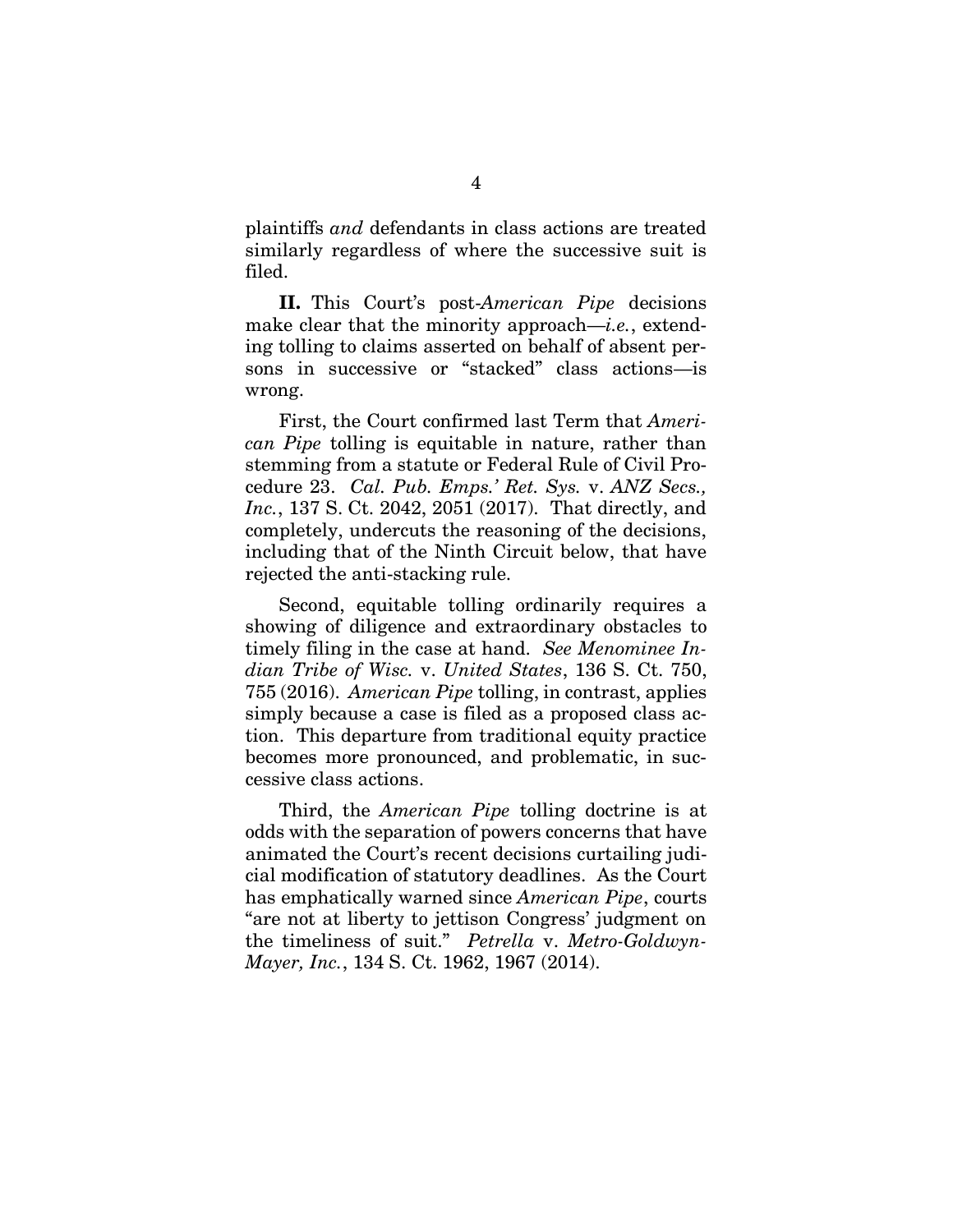plaintiffs *and* defendants in class actions are treated similarly regardless of where the successive suit is filed.

**II.** This Court's post-*American Pipe* decisions make clear that the minority approach—*i.e.*, extending tolling to claims asserted on behalf of absent persons in successive or "stacked" class actions—is wrong.

First, the Court confirmed last Term that *American Pipe* tolling is equitable in nature, rather than stemming from a statute or Federal Rule of Civil Procedure 23. *Cal. Pub. Emps.' Ret. Sys.* v. *ANZ Secs., Inc.*, 137 S. Ct. 2042, 2051 (2017). That directly, and completely, undercuts the reasoning of the decisions, including that of the Ninth Circuit below, that have rejected the anti-stacking rule.

Second, equitable tolling ordinarily requires a showing of diligence and extraordinary obstacles to timely filing in the case at hand. *See Menominee Indian Tribe of Wisc.* v. *United States*, 136 S. Ct. 750, 755 (2016). *American Pipe* tolling, in contrast, applies simply because a case is filed as a proposed class action. This departure from traditional equity practice becomes more pronounced, and problematic, in successive class actions.

Third, the *American Pipe* tolling doctrine is at odds with the separation of powers concerns that have animated the Court's recent decisions curtailing judicial modification of statutory deadlines. As the Court has emphatically warned since *American Pipe*, courts "are not at liberty to jettison Congress' judgment on the timeliness of suit." *Petrella* v. *Metro-Goldwyn-Mayer, Inc.*, 134 S. Ct. 1962, 1967 (2014).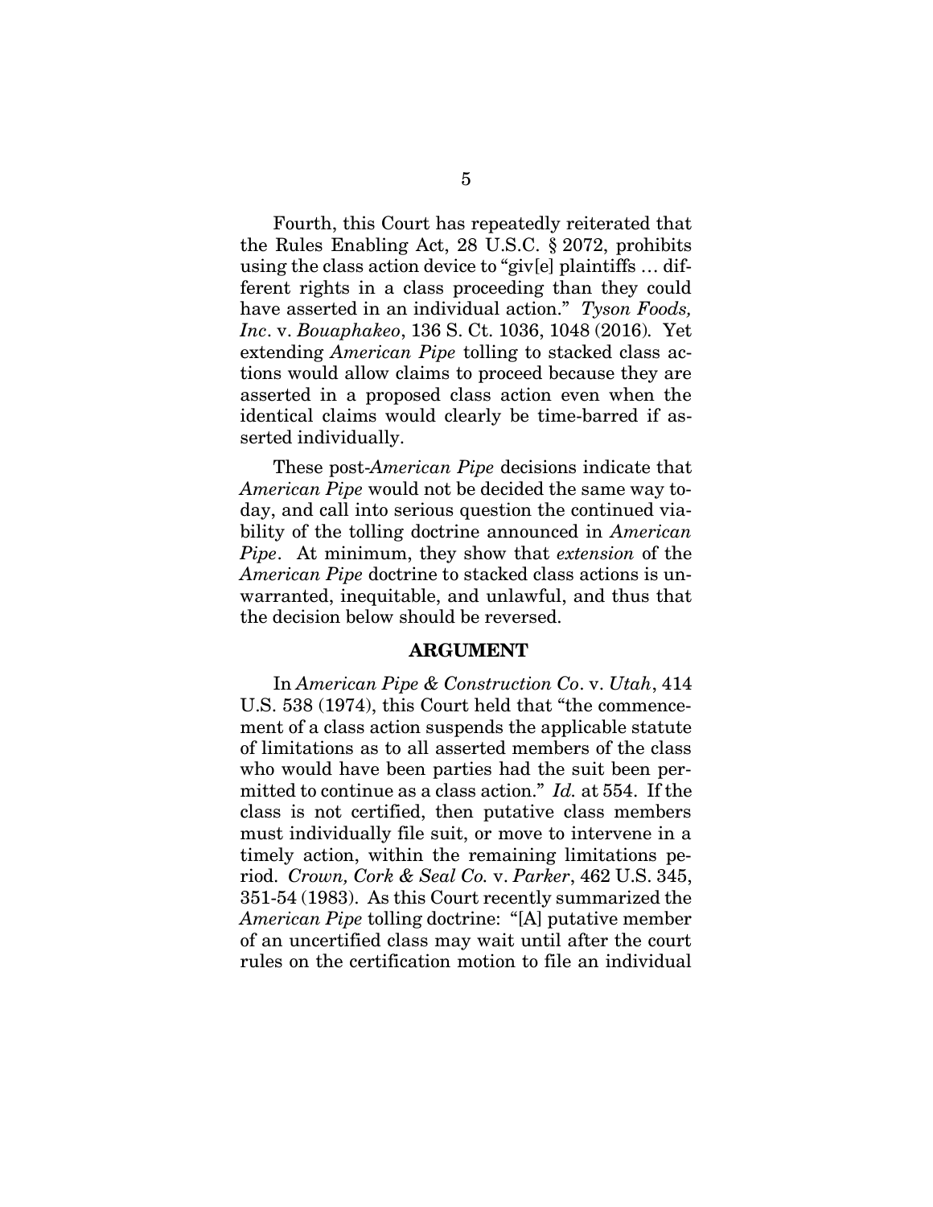Fourth, this Court has repeatedly reiterated that the Rules Enabling Act, 28 U.S.C. § 2072, prohibits using the class action device to "giv[e] plaintiffs … different rights in a class proceeding than they could have asserted in an individual action." *Tyson Foods, Inc*. v. *Bouaphakeo*, 136 S. Ct. 1036, 1048 (2016). Yet extending *American Pipe* tolling to stacked class actions would allow claims to proceed because they are asserted in a proposed class action even when the identical claims would clearly be time-barred if asserted individually.

These post-*American Pipe* decisions indicate that *American Pipe* would not be decided the same way today, and call into serious question the continued viability of the tolling doctrine announced in *American Pipe*. At minimum, they show that *extension* of the *American Pipe* doctrine to stacked class actions is unwarranted, inequitable, and unlawful, and thus that the decision below should be reversed.

## ARGUMENT

In *American Pipe & Construction Co*. v. *Utah*, 414 U.S. 538 (1974), this Court held that "the commencement of a class action suspends the applicable statute of limitations as to all asserted members of the class who would have been parties had the suit been permitted to continue as a class action." *Id.* at 554. If the class is not certified, then putative class members must individually file suit, or move to intervene in a timely action, within the remaining limitations period. *Crown, Cork & Seal Co.* v. *Parker*, 462 U.S. 345, 351-54 (1983). As this Court recently summarized the *American Pipe* tolling doctrine: "[A] putative member of an uncertified class may wait until after the court rules on the certification motion to file an individual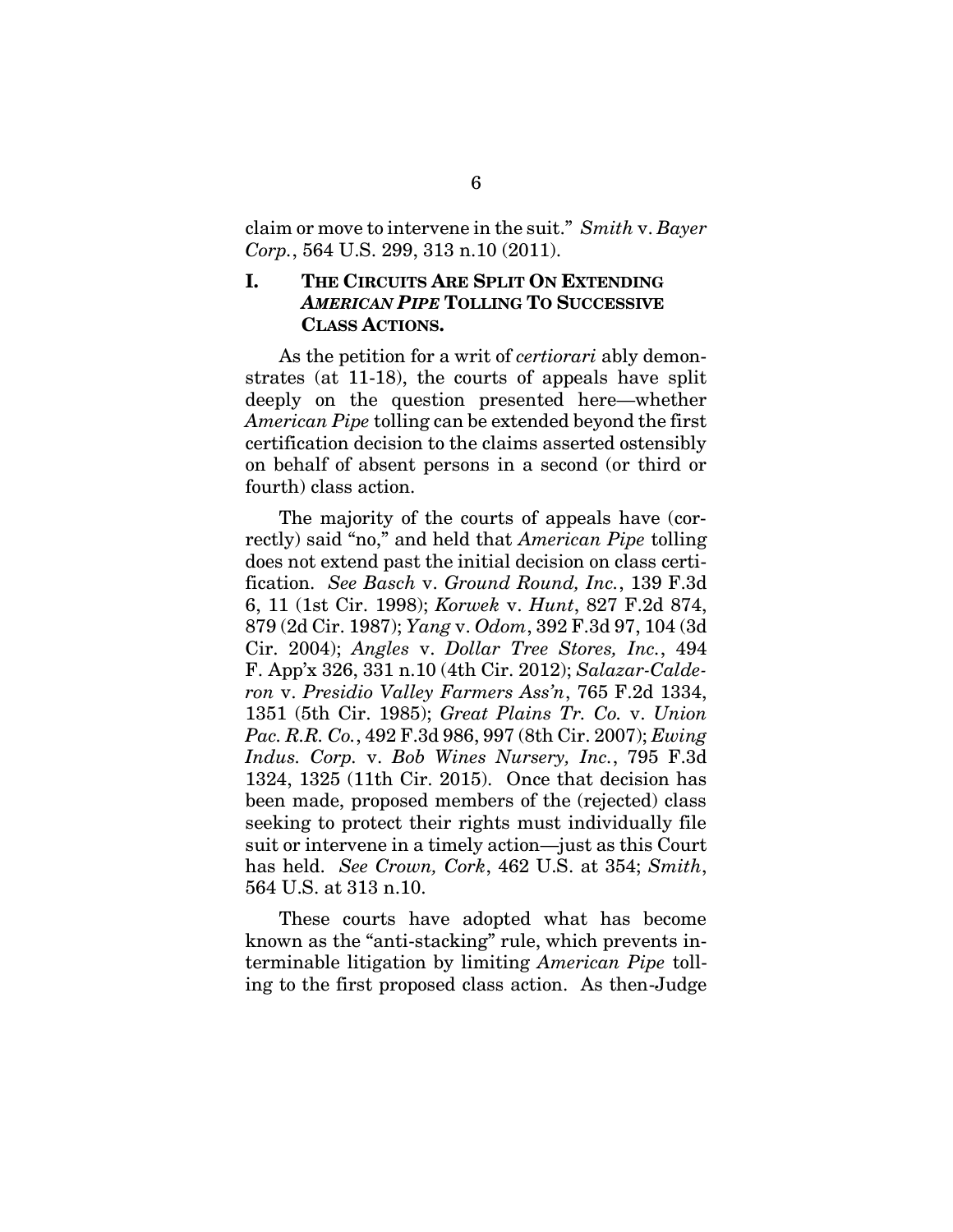claim or move to intervene in the suit." *Smith* v. *Bayer Corp.*, 564 U.S. 299, 313 n.10 (2011).

## I. THE CIRCUITS ARE SPLIT ON EXTENDING *AMERICAN PIPE* TOLLING TO SUCCESSIVE CLASS ACTIONS.

As the petition for a writ of *certiorari* ably demonstrates (at 11-18), the courts of appeals have split deeply on the question presented here—whether *American Pipe* tolling can be extended beyond the first certification decision to the claims asserted ostensibly on behalf of absent persons in a second (or third or fourth) class action.

The majority of the courts of appeals have (correctly) said "no," and held that *American Pipe* tolling does not extend past the initial decision on class certification. *See Basch* v. *Ground Round, Inc.*, 139 F.3d 6, 11 (1st Cir. 1998); *Korwek* v. *Hunt*, 827 F.2d 874, 879 (2d Cir. 1987); *Yang* v. *Odom*, 392 F.3d 97, 104 (3d Cir. 2004); *Angles* v. *Dollar Tree Stores, Inc.*, 494 F. App'x 326, 331 n.10 (4th Cir. 2012); *Salazar-Calderon* v. *Presidio Valley Farmers Ass'n*, 765 F.2d 1334, 1351 (5th Cir. 1985); *Great Plains Tr. Co.* v. *Union Pac. R.R. Co.*, 492 F.3d 986, 997 (8th Cir. 2007); *Ewing Indus. Corp.* v. *Bob Wines Nursery, Inc.*, 795 F.3d 1324, 1325 (11th Cir. 2015). Once that decision has been made, proposed members of the (rejected) class seeking to protect their rights must individually file suit or intervene in a timely action—just as this Court has held. *See Crown, Cork*, 462 U.S. at 354; *Smith*, 564 U.S. at 313 n.10.

These courts have adopted what has become known as the "anti-stacking" rule, which prevents interminable litigation by limiting *American Pipe* tolling to the first proposed class action. As then-Judge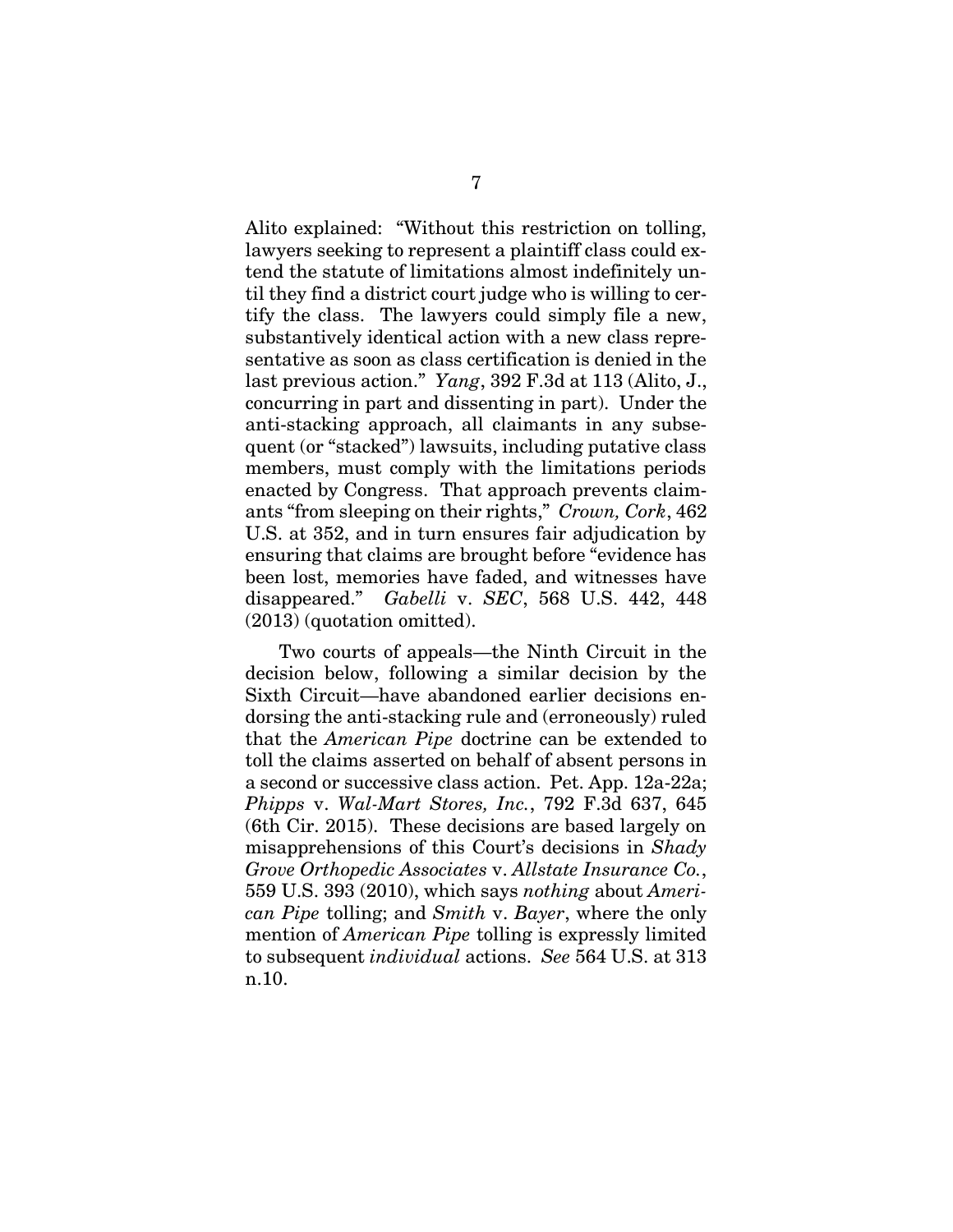Alito explained: "Without this restriction on tolling, lawyers seeking to represent a plaintiff class could extend the statute of limitations almost indefinitely until they find a district court judge who is willing to certify the class. The lawyers could simply file a new, substantively identical action with a new class representative as soon as class certification is denied in the last previous action." *Yang*, 392 F.3d at 113 (Alito, J., concurring in part and dissenting in part). Under the anti-stacking approach, all claimants in any subsequent (or "stacked") lawsuits, including putative class members, must comply with the limitations periods enacted by Congress. That approach prevents claimants "from sleeping on their rights," *Crown, Cork*, 462 U.S. at 352, and in turn ensures fair adjudication by ensuring that claims are brought before "evidence has been lost, memories have faded, and witnesses have disappeared." *Gabelli* v. *SEC*, 568 U.S. 442, 448 (2013) (quotation omitted).

Two courts of appeals—the Ninth Circuit in the decision below, following a similar decision by the Sixth Circuit—have abandoned earlier decisions endorsing the anti-stacking rule and (erroneously) ruled that the *American Pipe* doctrine can be extended to toll the claims asserted on behalf of absent persons in a second or successive class action. Pet. App. 12a-22a; *Phipps* v. *Wal-Mart Stores, Inc.*, 792 F.3d 637, 645 (6th Cir. 2015). These decisions are based largely on misapprehensions of this Court's decisions in *Shady Grove Orthopedic Associates* v. *Allstate Insurance Co.*, 559 U.S. 393 (2010), which says *nothing* about *American Pipe* tolling; and *Smith* v. *Bayer*, where the only mention of *American Pipe* tolling is expressly limited to subsequent *individual* actions. *See* 564 U.S. at 313 n.10.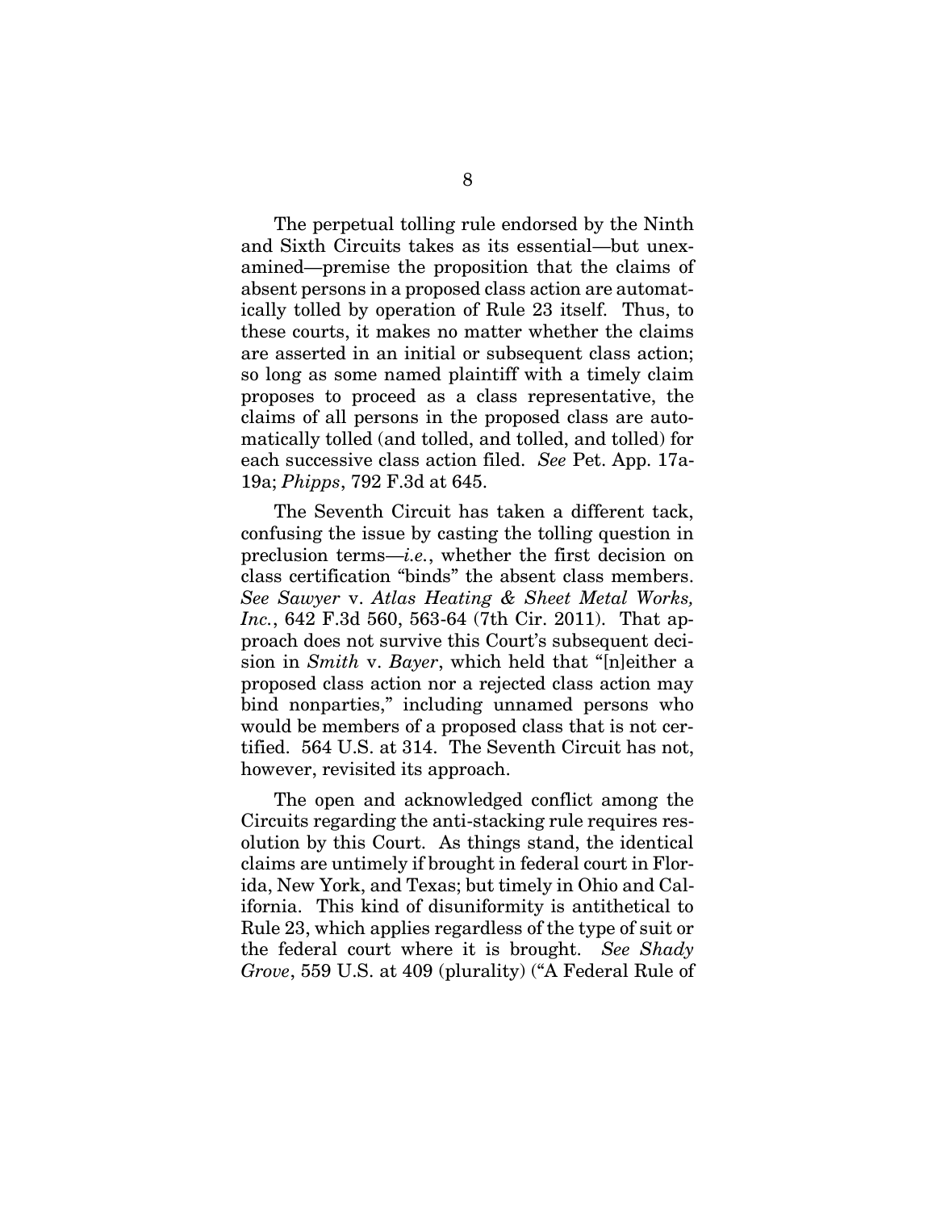The perpetual tolling rule endorsed by the Ninth and Sixth Circuits takes as its essential—but unexamined—premise the proposition that the claims of absent persons in a proposed class action are automatically tolled by operation of Rule 23 itself. Thus, to these courts, it makes no matter whether the claims are asserted in an initial or subsequent class action; so long as some named plaintiff with a timely claim proposes to proceed as a class representative, the claims of all persons in the proposed class are automatically tolled (and tolled, and tolled, and tolled) for each successive class action filed. *See* Pet. App. 17a-19a; *Phipps*, 792 F.3d at 645.

The Seventh Circuit has taken a different tack, confusing the issue by casting the tolling question in preclusion terms—*i.e.*, whether the first decision on class certification "binds" the absent class members. *See Sawyer* v. *Atlas Heating & Sheet Metal Works, Inc.*, 642 F.3d 560, 563-64 (7th Cir. 2011). That approach does not survive this Court's subsequent decision in *Smith* v. *Bayer*, which held that "[n]either a proposed class action nor a rejected class action may bind nonparties," including unnamed persons who would be members of a proposed class that is not certified. 564 U.S. at 314. The Seventh Circuit has not, however, revisited its approach.

The open and acknowledged conflict among the Circuits regarding the anti-stacking rule requires resolution by this Court. As things stand, the identical claims are untimely if brought in federal court in Florida, New York, and Texas; but timely in Ohio and California. This kind of disuniformity is antithetical to Rule 23, which applies regardless of the type of suit or the federal court where it is brought. *See Shady Grove*, 559 U.S. at 409 (plurality) ("A Federal Rule of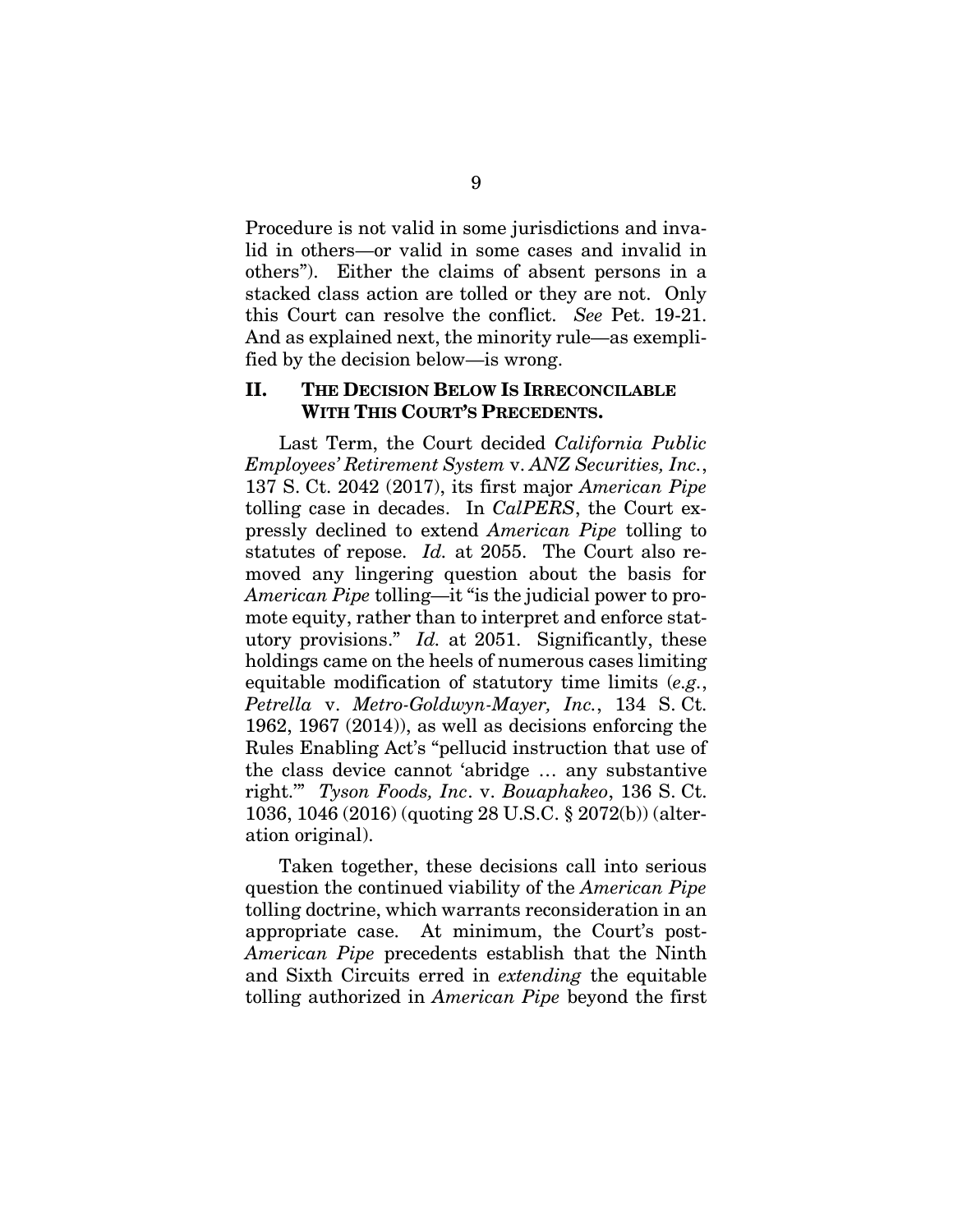Procedure is not valid in some jurisdictions and invalid in others—or valid in some cases and invalid in others"). Either the claims of absent persons in a stacked class action are tolled or they are not. Only this Court can resolve the conflict. *See* Pet. 19-21. And as explained next, the minority rule—as exemplified by the decision below—is wrong.

## II. THE DECISION BELOW IS IRRECONCILABLE WITH THIS COURT'S PRECEDENTS.

Last Term, the Court decided *California Public Employees' Retirement System* v. *ANZ Securities, Inc.*, 137 S. Ct. 2042 (2017), its first major *American Pipe* tolling case in decades. In *CalPERS*, the Court expressly declined to extend *American Pipe* tolling to statutes of repose. *Id.* at 2055. The Court also removed any lingering question about the basis for *American Pipe* tolling—it "is the judicial power to promote equity, rather than to interpret and enforce statutory provisions." *Id.* at 2051. Significantly, these holdings came on the heels of numerous cases limiting equitable modification of statutory time limits (*e.g.*, *Petrella* v. *Metro-Goldwyn-Mayer, Inc.*, 134 S. Ct. 1962, 1967 (2014)), as well as decisions enforcing the Rules Enabling Act's "pellucid instruction that use of the class device cannot 'abridge … any substantive right.'" *Tyson Foods, Inc*. v. *Bouaphakeo*, 136 S. Ct. 1036, 1046 (2016) (quoting 28 U.S.C. § 2072(b)) (alteration original).

Taken together, these decisions call into serious question the continued viability of the *American Pipe* tolling doctrine, which warrants reconsideration in an appropriate case. At minimum, the Court's post-*American Pipe* precedents establish that the Ninth and Sixth Circuits erred in *extending* the equitable tolling authorized in *American Pipe* beyond the first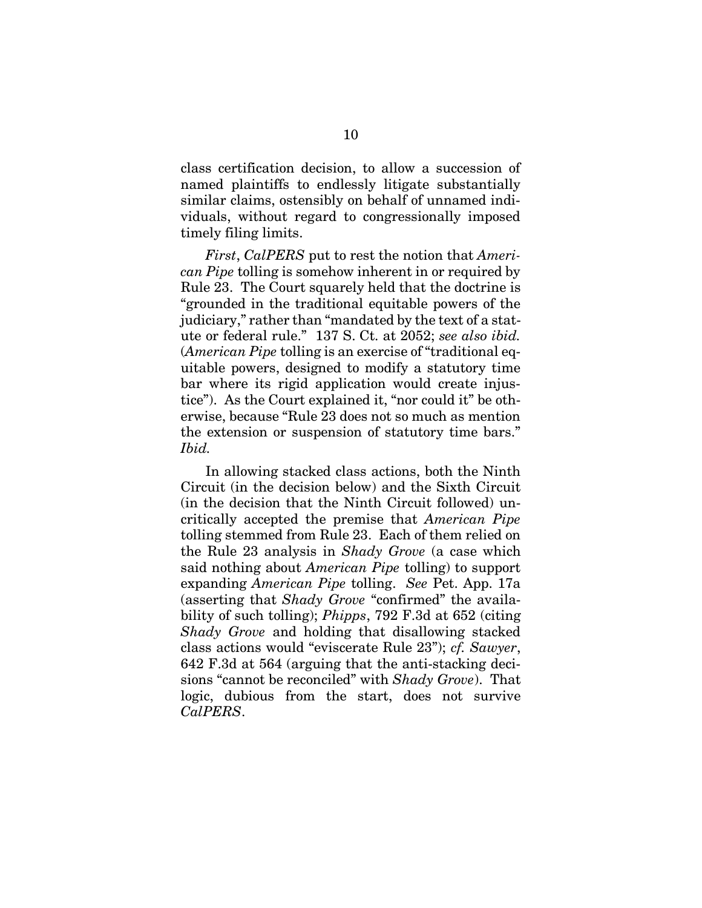class certification decision, to allow a succession of named plaintiffs to endlessly litigate substantially similar claims, ostensibly on behalf of unnamed individuals, without regard to congressionally imposed timely filing limits.

*First*, *CalPERS* put to rest the notion that *American Pipe* tolling is somehow inherent in or required by Rule 23. The Court squarely held that the doctrine is "grounded in the traditional equitable powers of the judiciary," rather than "mandated by the text of a statute or federal rule." 137 S. Ct. at 2052; *see also ibid.* (*American Pipe* tolling is an exercise of "traditional equitable powers, designed to modify a statutory time bar where its rigid application would create injustice"). As the Court explained it, "nor could it" be otherwise, because "Rule 23 does not so much as mention the extension or suspension of statutory time bars." *Ibid.*

In allowing stacked class actions, both the Ninth Circuit (in the decision below) and the Sixth Circuit (in the decision that the Ninth Circuit followed) uncritically accepted the premise that *American Pipe* tolling stemmed from Rule 23. Each of them relied on the Rule 23 analysis in *Shady Grove* (a case which said nothing about *American Pipe* tolling) to support expanding *American Pipe* tolling. *See* Pet. App. 17a (asserting that *Shady Grove* "confirmed" the availability of such tolling); *Phipps*, 792 F.3d at 652 (citing *Shady Grove* and holding that disallowing stacked class actions would "eviscerate Rule 23"); *cf. Sawyer*, 642 F.3d at 564 (arguing that the anti-stacking decisions "cannot be reconciled" with *Shady Grove*). That logic, dubious from the start, does not survive *CalPERS*.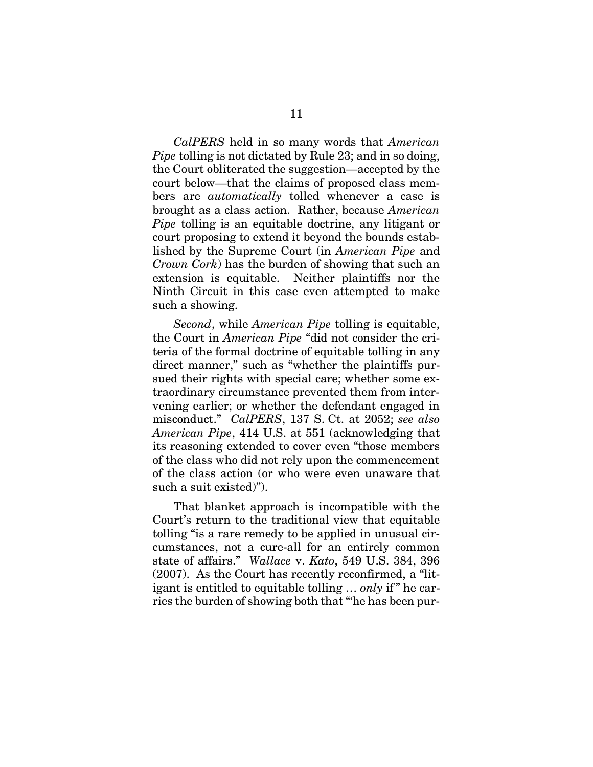*CalPERS* held in so many words that *American Pipe* tolling is not dictated by Rule 23; and in so doing, the Court obliterated the suggestion—accepted by the court below—that the claims of proposed class members are *automatically* tolled whenever a case is brought as a class action. Rather, because *American Pipe* tolling is an equitable doctrine, any litigant or court proposing to extend it beyond the bounds established by the Supreme Court (in *American Pipe* and *Crown Cork*) has the burden of showing that such an extension is equitable. Neither plaintiffs nor the Ninth Circuit in this case even attempted to make such a showing.

*Second*, while *American Pipe* tolling is equitable, the Court in *American Pipe* "did not consider the criteria of the formal doctrine of equitable tolling in any direct manner," such as "whether the plaintiffs pursued their rights with special care; whether some extraordinary circumstance prevented them from intervening earlier; or whether the defendant engaged in misconduct." *CalPERS*, 137 S. Ct. at 2052; *see also American Pipe*, 414 U.S. at 551 (acknowledging that its reasoning extended to cover even "those members of the class who did not rely upon the commencement of the class action (or who were even unaware that such a suit existed)").

That blanket approach is incompatible with the Court's return to the traditional view that equitable tolling "is a rare remedy to be applied in unusual circumstances, not a cure-all for an entirely common state of affairs." *Wallace* v. *Kato*, 549 U.S. 384, 396 (2007). As the Court has recently reconfirmed, a "litigant is entitled to equitable tolling … *only* if" he carries the burden of showing both that "'he has been pur-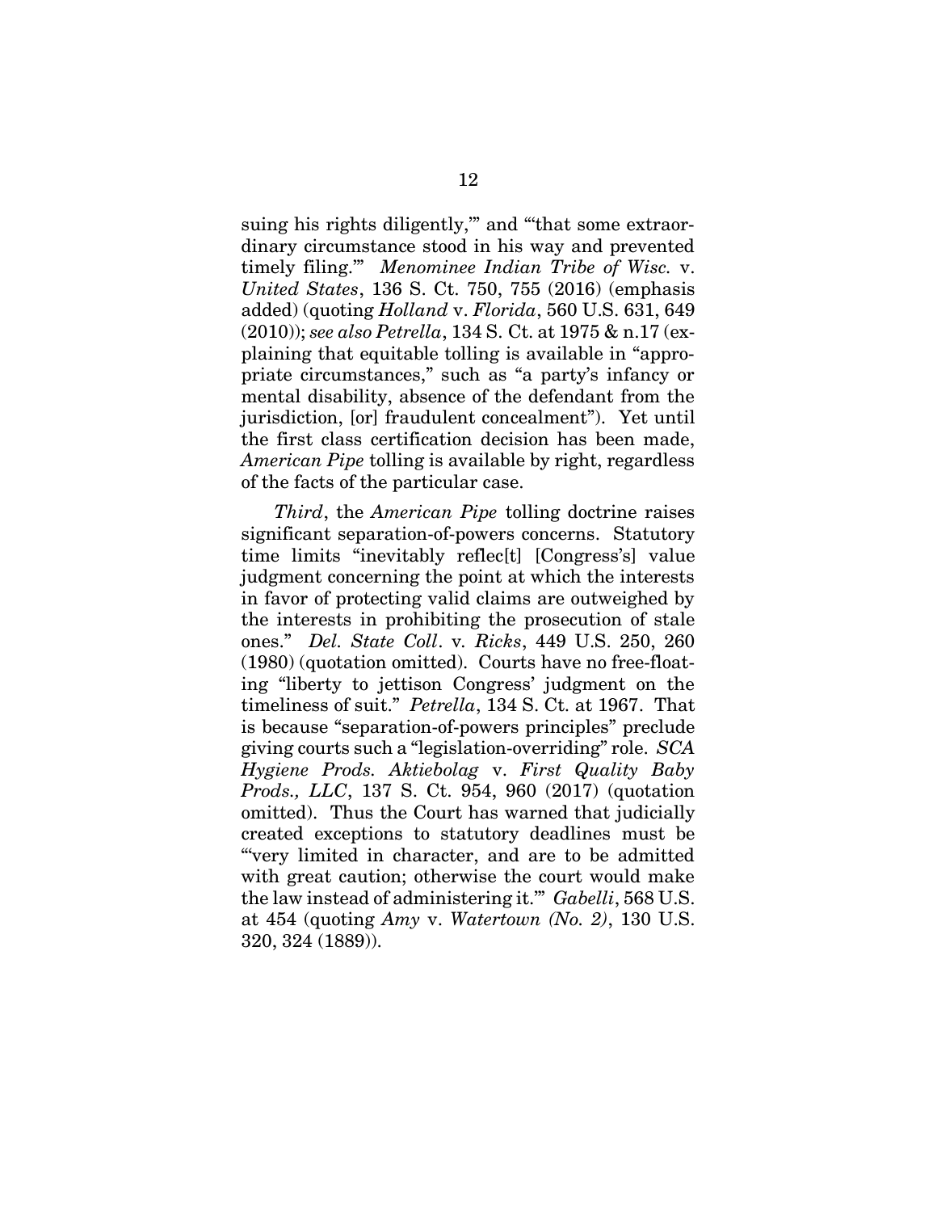suing his rights diligently,'" and "'that some extraordinary circumstance stood in his way and prevented timely filing.'" *Menominee Indian Tribe of Wisc.* v. *United States*, 136 S. Ct. 750, 755 (2016) (emphasis added) (quoting *Holland* v. *Florida*, 560 U.S. 631, 649 (2010)); *see also Petrella*, 134 S. Ct. at 1975 & n.17 (explaining that equitable tolling is available in "appropriate circumstances," such as "a party's infancy or mental disability, absence of the defendant from the jurisdiction, [or] fraudulent concealment"). Yet until the first class certification decision has been made, *American Pipe* tolling is available by right, regardless of the facts of the particular case.

*Third*, the *American Pipe* tolling doctrine raises significant separation-of-powers concerns. Statutory time limits "inevitably reflec[t] [Congress's] value judgment concerning the point at which the interests in favor of protecting valid claims are outweighed by the interests in prohibiting the prosecution of stale ones." *Del. State Coll*. v. *Ricks*, 449 U.S. 250, 260 (1980) (quotation omitted). Courts have no free-floating "liberty to jettison Congress' judgment on the timeliness of suit." *Petrella*, 134 S. Ct. at 1967. That is because "separation-of-powers principles" preclude giving courts such a "legislation-overriding" role. *SCA Hygiene Prods. Aktiebolag* v. *First Quality Baby Prods., LLC*, 137 S. Ct. 954, 960 (2017) (quotation omitted). Thus the Court has warned that judicially created exceptions to statutory deadlines must be "'very limited in character, and are to be admitted with great caution; otherwise the court would make the law instead of administering it.'" *Gabelli*, 568 U.S. at 454 (quoting *Amy* v. *Watertown (No. 2)*, 130 U.S. 320, 324 (1889)).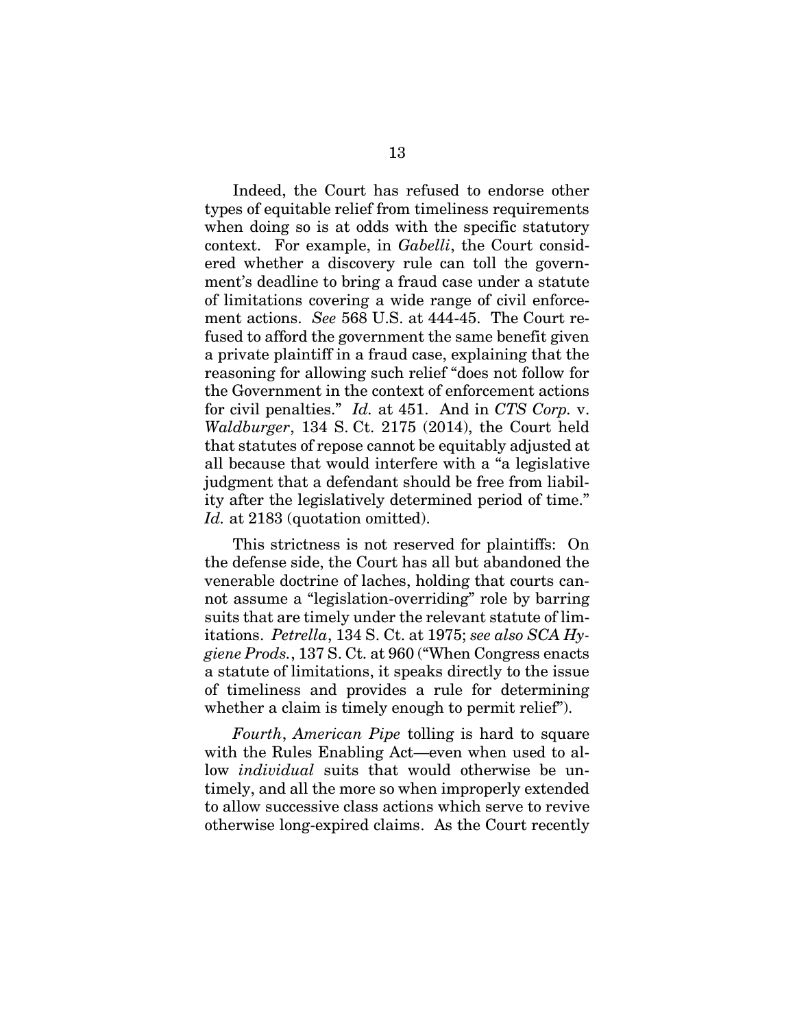Indeed, the Court has refused to endorse other types of equitable relief from timeliness requirements when doing so is at odds with the specific statutory context. For example, in *Gabelli*, the Court considered whether a discovery rule can toll the government's deadline to bring a fraud case under a statute of limitations covering a wide range of civil enforcement actions. *See* 568 U.S. at 444-45. The Court refused to afford the government the same benefit given a private plaintiff in a fraud case, explaining that the reasoning for allowing such relief "does not follow for the Government in the context of enforcement actions for civil penalties." *Id.* at 451. And in *CTS Corp.* v. *Waldburger*, 134 S. Ct. 2175 (2014), the Court held that statutes of repose cannot be equitably adjusted at all because that would interfere with a "a legislative judgment that a defendant should be free from liability after the legislatively determined period of time." *Id.* at 2183 (quotation omitted).

This strictness is not reserved for plaintiffs: On the defense side, the Court has all but abandoned the venerable doctrine of laches, holding that courts cannot assume a "legislation-overriding" role by barring suits that are timely under the relevant statute of limitations. *Petrella*, 134 S. Ct. at 1975; *see also SCA Hygiene Prods.*, 137 S. Ct. at 960 ("When Congress enacts a statute of limitations, it speaks directly to the issue of timeliness and provides a rule for determining whether a claim is timely enough to permit relief").

*Fourth*, *American Pipe* tolling is hard to square with the Rules Enabling Act—even when used to allow *individual* suits that would otherwise be untimely, and all the more so when improperly extended to allow successive class actions which serve to revive otherwise long-expired claims. As the Court recently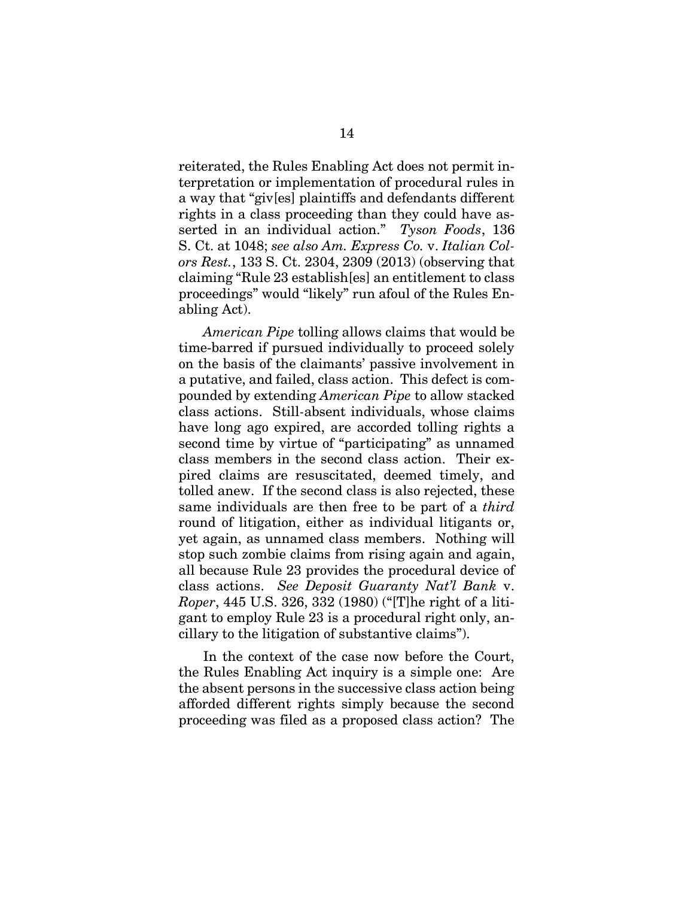reiterated, the Rules Enabling Act does not permit interpretation or implementation of procedural rules in a way that "giv[es] plaintiffs and defendants different rights in a class proceeding than they could have asserted in an individual action." *Tyson Foods*, 136 S. Ct. at 1048; *see also Am. Express Co.* v. *Italian Colors Rest.*, 133 S. Ct. 2304, 2309 (2013) (observing that claiming "Rule 23 establish[es] an entitlement to class proceedings" would "likely" run afoul of the Rules Enabling Act).

*American Pipe* tolling allows claims that would be time-barred if pursued individually to proceed solely on the basis of the claimants' passive involvement in a putative, and failed, class action. This defect is compounded by extending *American Pipe* to allow stacked class actions. Still-absent individuals, whose claims have long ago expired, are accorded tolling rights a second time by virtue of "participating" as unnamed class members in the second class action. Their expired claims are resuscitated, deemed timely, and tolled anew. If the second class is also rejected, these same individuals are then free to be part of a *third* round of litigation, either as individual litigants or, yet again, as unnamed class members. Nothing will stop such zombie claims from rising again and again, all because Rule 23 provides the procedural device of class actions. *See Deposit Guaranty Nat'l Bank* v. *Roper*, 445 U.S. 326, 332 (1980) ("[T]he right of a litigant to employ Rule 23 is a procedural right only, ancillary to the litigation of substantive claims").

In the context of the case now before the Court, the Rules Enabling Act inquiry is a simple one: Are the absent persons in the successive class action being afforded different rights simply because the second proceeding was filed as a proposed class action? The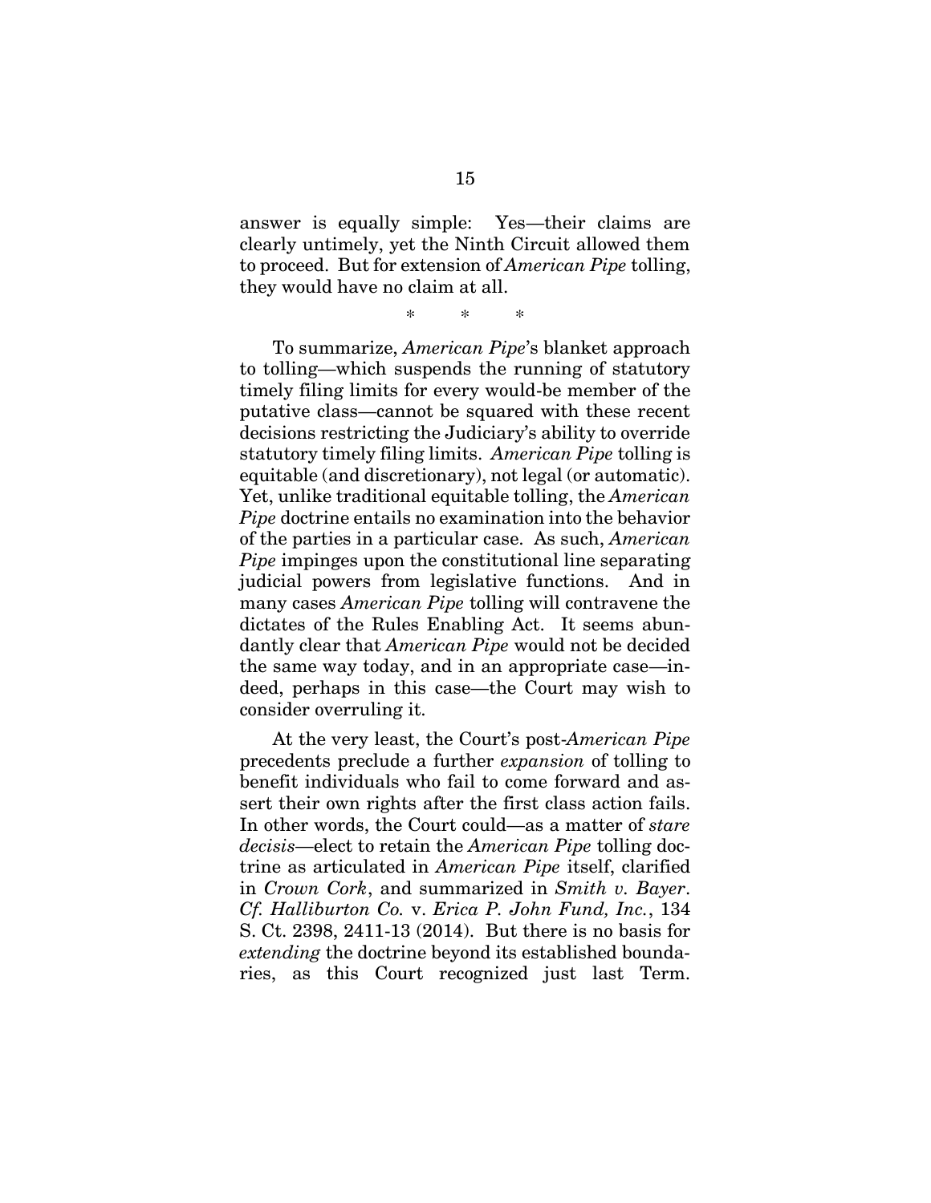answer is equally simple: Yes—their claims are clearly untimely, yet the Ninth Circuit allowed them to proceed. But for extension of *American Pipe* tolling, they would have no claim at all.

\* \* \*

To summarize, *American Pipe*'s blanket approach to tolling—which suspends the running of statutory timely filing limits for every would-be member of the putative class—cannot be squared with these recent decisions restricting the Judiciary's ability to override statutory timely filing limits. *American Pipe* tolling is equitable (and discretionary), not legal (or automatic). Yet, unlike traditional equitable tolling, the *American Pipe* doctrine entails no examination into the behavior of the parties in a particular case. As such, *American Pipe* impinges upon the constitutional line separating judicial powers from legislative functions. And in many cases *American Pipe* tolling will contravene the dictates of the Rules Enabling Act. It seems abundantly clear that *American Pipe* would not be decided the same way today, and in an appropriate case—indeed, perhaps in this case—the Court may wish to consider overruling it.

At the very least, the Court's post-*American Pipe* precedents preclude a further *expansion* of tolling to benefit individuals who fail to come forward and assert their own rights after the first class action fails. In other words, the Court could—as a matter of *stare decisis*—elect to retain the *American Pipe* tolling doctrine as articulated in *American Pipe* itself, clarified in *Crown Cork*, and summarized in *Smith v. Bayer*. *Cf. Halliburton Co.* v. *Erica P. John Fund, Inc.*, 134 S. Ct. 2398, 2411-13 (2014). But there is no basis for *extending* the doctrine beyond its established boundaries, as this Court recognized just last Term.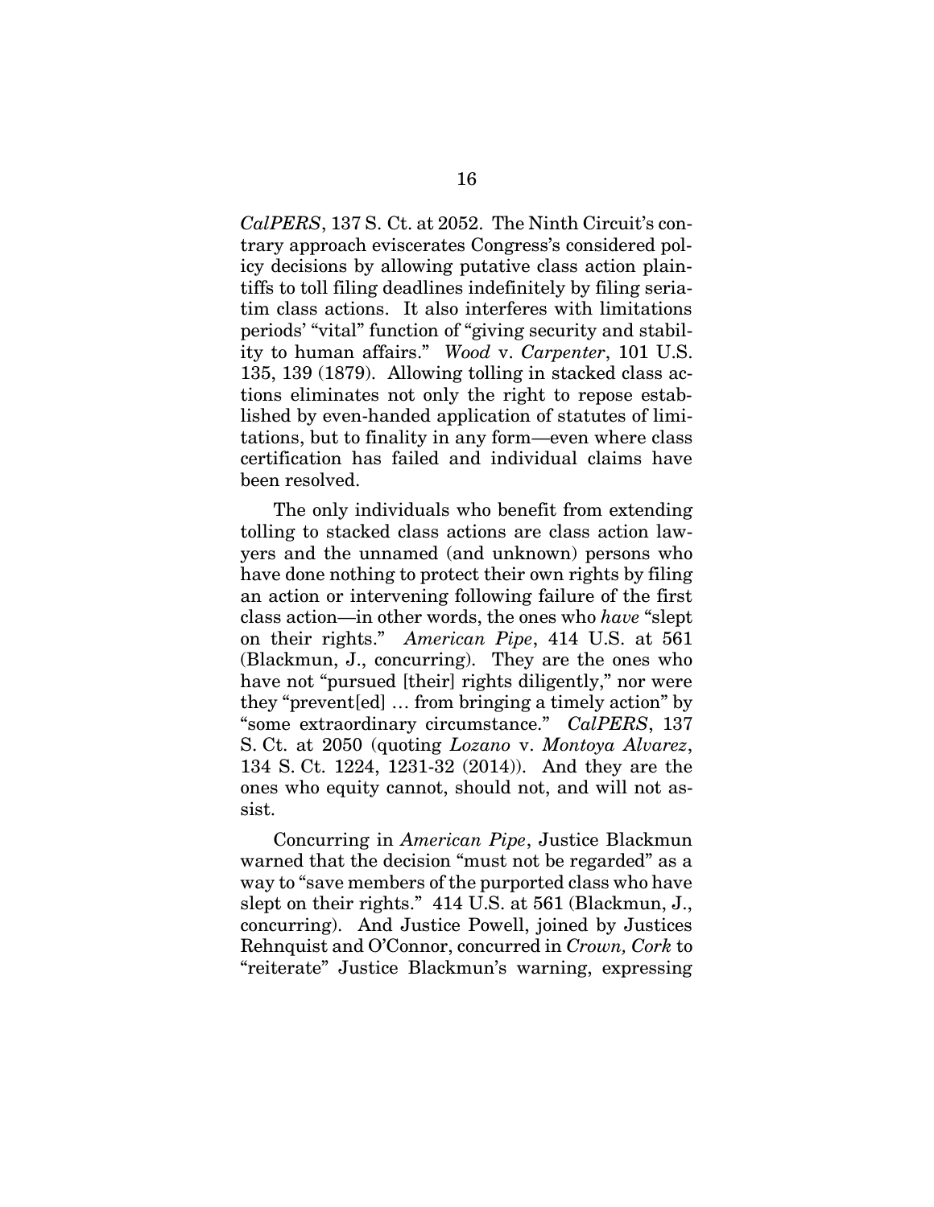*CalPERS*, 137 S. Ct. at 2052. The Ninth Circuit's contrary approach eviscerates Congress's considered policy decisions by allowing putative class action plaintiffs to toll filing deadlines indefinitely by filing seriatim class actions. It also interferes with limitations periods' "vital" function of "giving security and stability to human affairs." *Wood* v. *Carpenter*, 101 U.S. 135, 139 (1879). Allowing tolling in stacked class actions eliminates not only the right to repose established by even-handed application of statutes of limitations, but to finality in any form—even where class certification has failed and individual claims have been resolved.

The only individuals who benefit from extending tolling to stacked class actions are class action lawyers and the unnamed (and unknown) persons who have done nothing to protect their own rights by filing an action or intervening following failure of the first class action—in other words, the ones who *have* "slept on their rights." *American Pipe*, 414 U.S. at 561 (Blackmun, J., concurring). They are the ones who have not "pursued [their] rights diligently," nor were they "prevent[ed] … from bringing a timely action" by "some extraordinary circumstance." *CalPERS*, 137 S. Ct. at 2050 (quoting *Lozano* v. *Montoya Alvarez*, 134 S. Ct. 1224, 1231-32 (2014)). And they are the ones who equity cannot, should not, and will not assist.

Concurring in *American Pipe*, Justice Blackmun warned that the decision "must not be regarded" as a way to "save members of the purported class who have slept on their rights." 414 U.S. at 561 (Blackmun, J., concurring). And Justice Powell, joined by Justices Rehnquist and O'Connor, concurred in *Crown, Cork* to "reiterate" Justice Blackmun's warning, expressing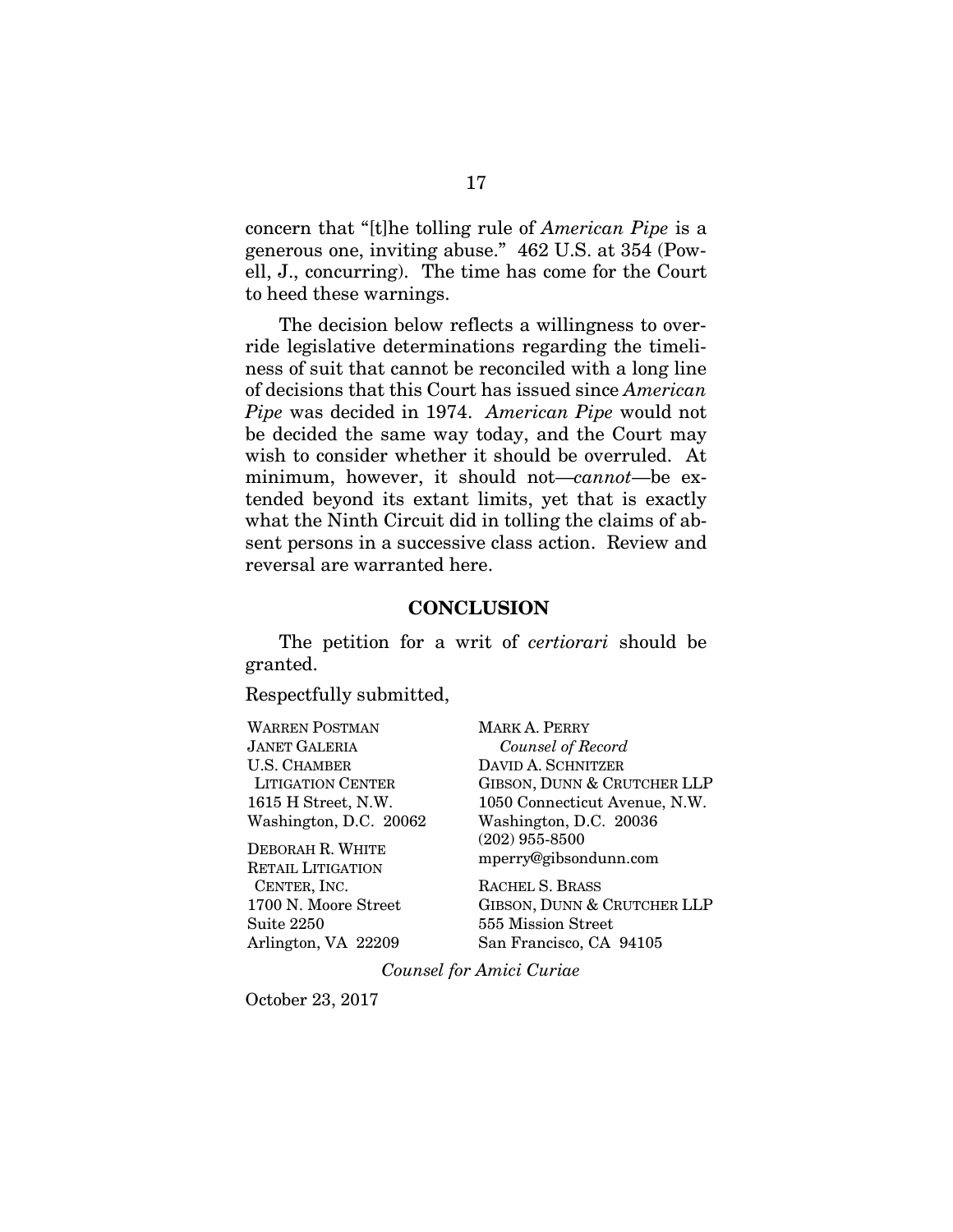concern that "[t]he tolling rule of *American Pipe* is a generous one, inviting abuse." 462 U.S. at 354 (Powell, J., concurring). The time has come for the Court to heed these warnings.

The decision below reflects a willingness to override legislative determinations regarding the timeliness of suit that cannot be reconciled with a long line of decisions that this Court has issued since *American Pipe* was decided in 1974. *American Pipe* would not be decided the same way today, and the Court may wish to consider whether it should be overruled. At minimum, however, it should not—*cannot*—be extended beyond its extant limits, yet that is exactly what the Ninth Circuit did in tolling the claims of absent persons in a successive class action. Review and reversal are warranted here.

## CONCLUSION

The petition for a writ of *certiorari* should be granted.

Respectfully submitted,

WARREN POSTMAN
JANET GALERIA
U.S. CHAMBER LITIGATION CENTER
1615 H Street, N.W.
Washington, D.C. 20062

DEBORAH R. WHITE
RETAIL LITIGATION CENTER, INC.
1700 N. Moore Street
Suite 2250
Arlington, VA 22209

MARK A. PERRY
*Counsel of Record*
DAVID A. SCHNITZER
GIBSON, DUNN & CRUTCHER LLP
1050 Connecticut Avenue, N.W.
Washington, D.C. 20036
(202) 955-8500
mperry@gibsondunn.com

RACHEL S. BRASS
GIBSON, DUNN & CRUTCHER LLP
555 Mission Street
San Francisco, CA 94105

*Counsel for Amici Curiae*

October 23, 2017